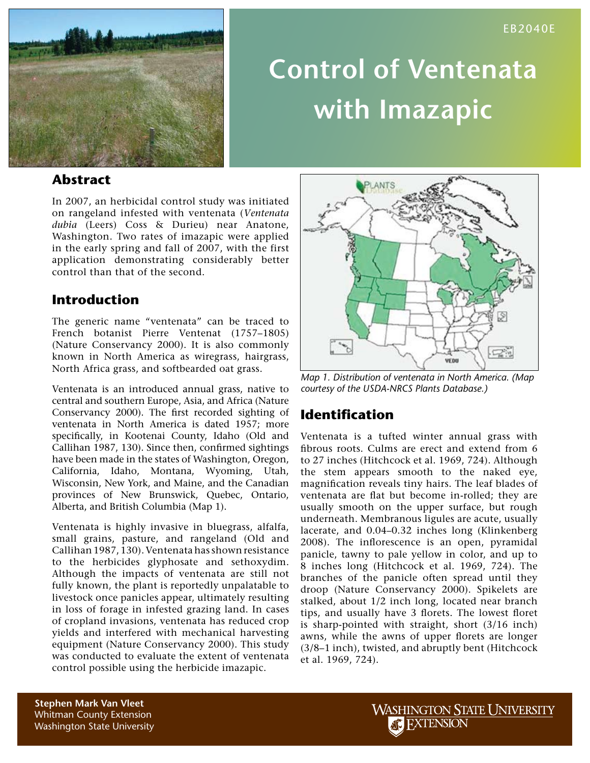EB2040E

# Control of Ventenata with Imazapic

## Abstract

In 2007, an herbicidal control study was initiated on rangeland infested with ventenata (*Ventenata dubia* (Leers) Coss & Durieu) near Anatone, Washington. Two rates of imazapic were applied in the early spring and fall of 2007, with the first application demonstrating considerably better control than that of the second.

## Introduction

The generic name "ventenata" can be traced to French botanist Pierre Ventenat (1757–1805) (Nature Conservancy 2000). It is also commonly known in North America as wiregrass, hairgrass, North Africa grass, and softbearded oat grass.

Ventenata is an introduced annual grass, native to central and southern Europe, Asia, and Africa (Nature Conservancy 2000). The first recorded sighting of ventenata in North America is dated 1957; more specifically, in Kootenai County, Idaho (Old and Callihan 1987, 130). Since then, confirmed sightings have been made in the states of Washington, Oregon, California, Idaho, Montana, Wyoming, Utah, Wisconsin, New York, and Maine, and the Canadian provinces of New Brunswick, Quebec, Ontario, Alberta, and British Columbia (Map 1).

Ventenata is highly invasive in bluegrass, alfalfa, small grains, pasture, and rangeland (Old and Callihan 1987, 130). Ventenata has shown resistance to the herbicides glyphosate and sethoxydim. Although the impacts of ventenata are still not fully known, the plant is reportedly unpalatable to livestock once panicles appear, ultimately resulting in loss of forage in infested grazing land. In cases of cropland invasions, ventenata has reduced crop yields and interfered with mechanical harvesting equipment (Nature Conservancy 2000). This study was conducted to evaluate the extent of ventenata control possible using the herbicide imazapic.

*Map 1. Distribution of ventenata in North America. (Map courtesy of the USDA-NRCS Plants Database.)*

## Identification

Ventenata is a tufted winter annual grass with fibrous roots. Culms are erect and extend from 6 to 27 inches (Hitchcock et al. 1969, 724). Although the stem appears smooth to the naked eye, magnification reveals tiny hairs. The leaf blades of ventenata are flat but become in-rolled; they are usually smooth on the upper surface, but rough underneath. Membranous ligules are acute, usually lacerate, and 0.04–0.32 inches long (Klinkenberg 2008). The inflorescence is an open, pyramidal panicle, tawny to pale yellow in color, and up to 8 inches long (Hitchcock et al. 1969, 724). The branches of the panicle often spread until they droop (Nature Conservancy 2000). Spikelets are stalked, about 1/2 inch long, located near branch tips, and usually have 3 florets. The lowest floret is sharp-pointed with straight, short (3/16 inch) awns, while the awns of upper florets are longer (3/8–1 inch), twisted, and abruptly bent (Hitchcock et al. 1969, 724).

**Stephen Mark Van Vleet**
Whitman County Extension
Washington State University

Washington State University Extension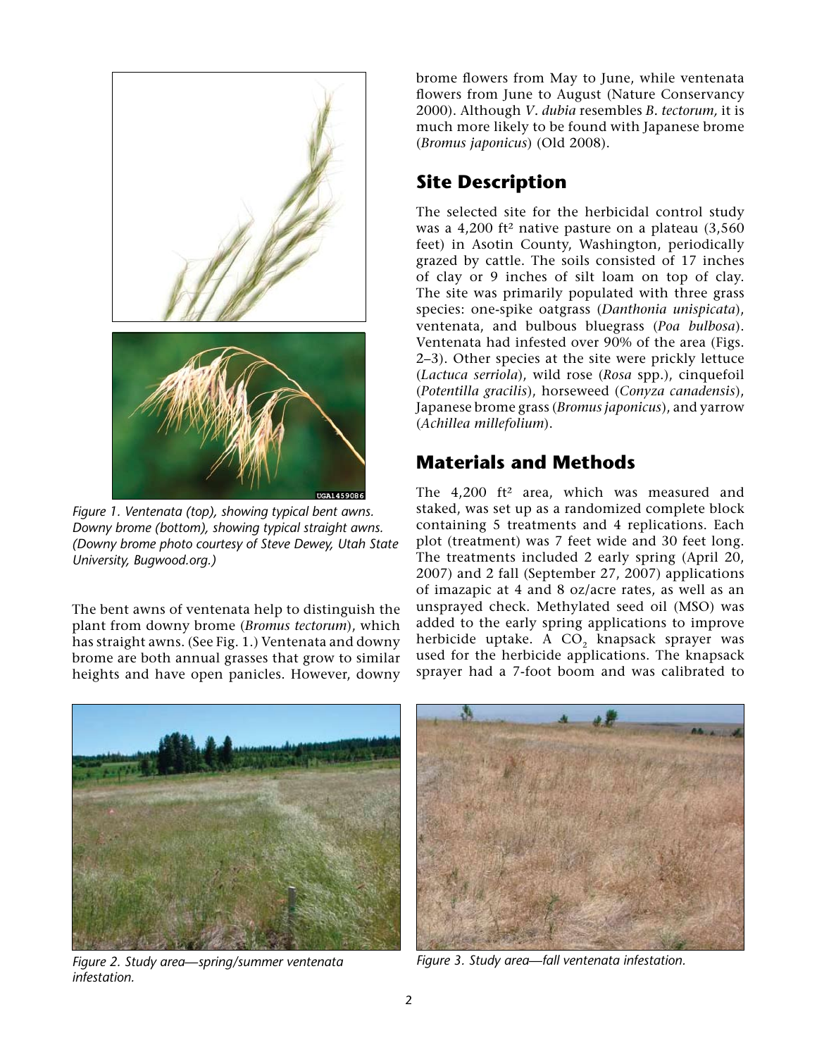Figure 1. Ventenata (top), showing typical bent awns. Downy brome (bottom), showing typical straight awns. (Downy brome photo courtesy of Steve Dewey, Utah State University, Bugwood.org.)

The bent awns of ventenata help to distinguish the plant from downy brome (*Bromus tectorum*), which has straight awns. (See Fig. 1.) Ventenata and downy brome are both annual grasses that grow to similar heights and have open panicles. However, downy brome flowers from May to June, while ventenata flowers from June to August (Nature Conservancy 2000). Although *V. dubia* resembles *B. tectorum,* it is much more likely to be found with Japanese brome (*Bromus japonicus*) (Old 2008).

## Site Description

The selected site for the herbicidal control study was a 4,200 ft² native pasture on a plateau (3,560 feet) in Asotin County, Washington, periodically grazed by cattle. The soils consisted of 17 inches of clay or 9 inches of silt loam on top of clay. The site was primarily populated with three grass species: one-spike oatgrass (*Danthonia unispicata*), ventenata, and bulbous bluegrass (*Poa bulbosa*). Ventenata had infested over 90% of the area (Figs. 2–3). Other species at the site were prickly lettuce (*Lactuca serriola*), wild rose (*Rosa* spp.), cinquefoil (*Potentilla gracilis*), horseweed (*Conyza canadensis*), Japanese brome grass (*Bromus japonicus*), and yarrow (*Achillea millefolium*).

## Materials and Methods

The 4,200 ft² area, which was measured and staked, was set up as a randomized complete block containing 5 treatments and 4 replications. Each plot (treatment) was 7 feet wide and 30 feet long. The treatments included 2 early spring (April 20, 2007) and 2 fall (September 27, 2007) applications of imazapic at 4 and 8 oz/acre rates, as well as an unsprayed check. Methylated seed oil (MSO) was added to the early spring applications to improve herbicide uptake. A $CO_2$ knapsack sprayer was used for the herbicide applications. The knapsack sprayer had a 7-foot boom and was calibrated to

Figure 2. Study area—spring/summer ventenata infestation.

Figure 3. Study area—fall ventenata infestation.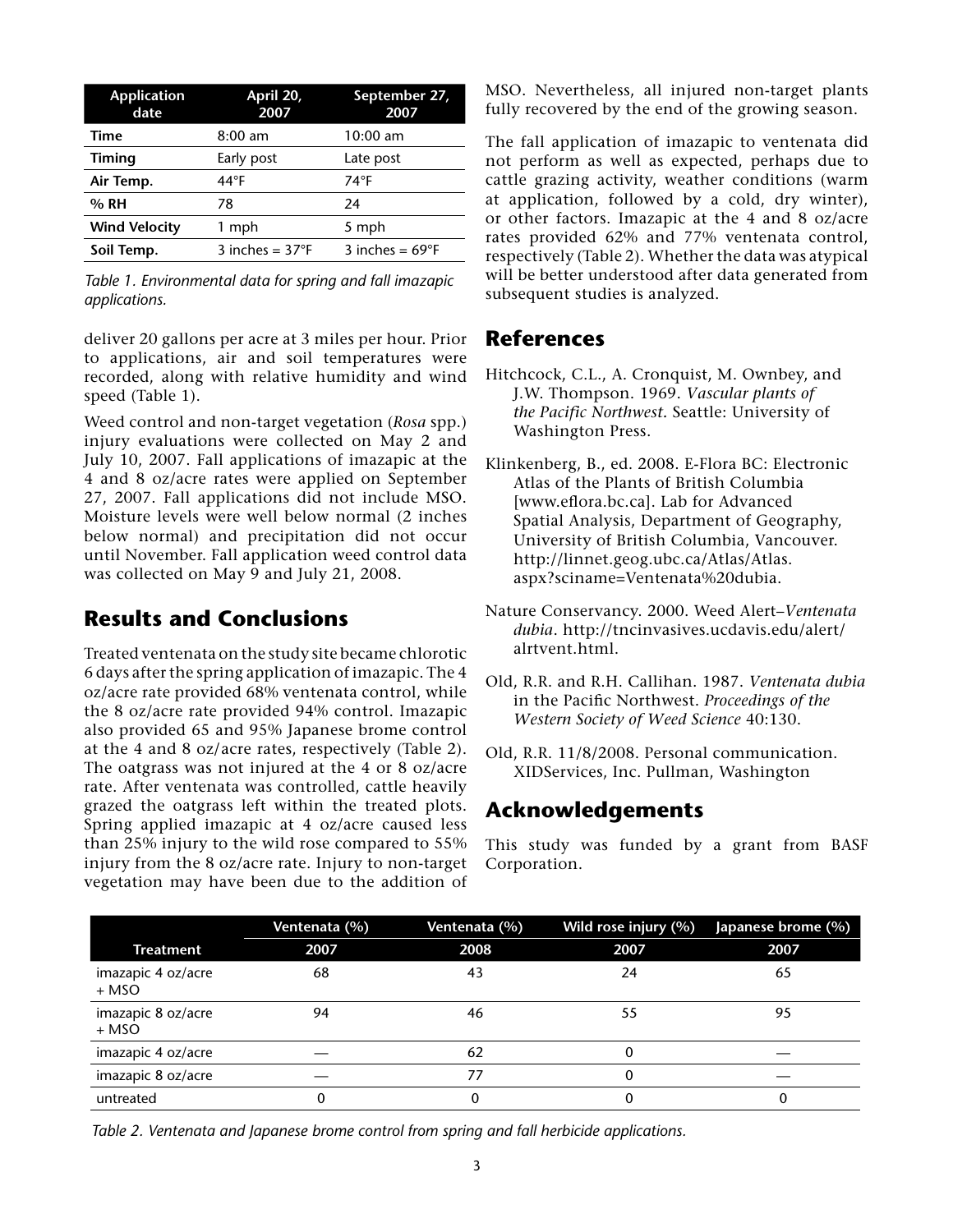| Application date | April 20, 2007 | September 27, 2007 |
| --- | --- | --- |
| **Time** | 8:00 am | 10:00 am |
| **Timing** | Early post | Late post |
| **Air Temp.** | 44°F | 74°F |
| **% RH** | 78 | 24 |
| **Wind Velocity** | 1 mph | 5 mph |
| **Soil Temp.** | 3 inches = 37°F | 3 inches = 69°F |

*Table 1. Environmental data for spring and fall imazapic applications.*

deliver 20 gallons per acre at 3 miles per hour. Prior to applications, air and soil temperatures were recorded, along with relative humidity and wind speed (Table 1).

Weed control and non-target vegetation (*Rosa* spp.) injury evaluations were collected on May 2 and July 10, 2007. Fall applications of imazapic at the 4 and 8 oz/acre rates were applied on September 27, 2007. Fall applications did not include MSO. Moisture levels were well below normal (2 inches below normal) and precipitation did not occur until November. Fall application weed control data was collected on May 9 and July 21, 2008.

## Results and Conclusions

Treated ventenata on the study site became chlorotic 6 days after the spring application of imazapic. The 4 oz/acre rate provided 68% ventenata control, while the 8 oz/acre rate provided 94% control. Imazapic also provided 65 and 95% Japanese brome control at the 4 and 8 oz/acre rates, respectively (Table 2). The oatgrass was not injured at the 4 or 8 oz/acre rate. After ventenata was controlled, cattle heavily grazed the oatgrass left within the treated plots. Spring applied imazapic at 4 oz/acre caused less than 25% injury to the wild rose compared to 55% injury from the 8 oz/acre rate. Injury to non-target vegetation may have been due to the addition of MSO. Nevertheless, all injured non-target plants fully recovered by the end of the growing season.

The fall application of imazapic to ventenata did not perform as well as expected, perhaps due to cattle grazing activity, weather conditions (warm at application, followed by a cold, dry winter), or other factors. Imazapic at the 4 and 8 oz/acre rates provided 62% and 77% ventenata control, respectively (Table 2). Whether the data was atypical will be better understood after data generated from subsequent studies is analyzed.

## References

Hitchcock, C.L., A. Cronquist, M. Ownbey, and J.W. Thompson. 1969. *Vascular plants of the Pacific Northwest*. Seattle: University of Washington Press.

Klinkenberg, B., ed. 2008. E-Flora BC: Electronic Atlas of the Plants of British Columbia [www.eflora.bc.ca]. Lab for Advanced Spatial Analysis, Department of Geography, University of British Columbia, Vancouver. http://linnet.geog.ubc.ca/Atlas/Atlas.aspx?sciname=Ventenata%20dubia.

Nature Conservancy. 2000. Weed Alert–*Ventenata dubia*. http://tncinvasives.ucdavis.edu/alert/alrtvent.html.

Old, R.R. and R.H. Callihan. 1987. *Ventenata dubia* in the Pacific Northwest. *Proceedings of the Western Society of Weed Science* 40:130.

Old, R.R. 11/8/2008. Personal communication. XIDServices, Inc. Pullman, Washington

## Acknowledgements

This study was funded by a grant from BASF Corporation.

| | Ventenata (%) | Ventenata (%) | Wild rose injury (%) | Japanese brome (%) |
| --- | --- | --- | --- | --- |
| **Treatment** | **2007** | **2008** | **2007** | **2007** |
| imazapic 4 oz/acre + MSO | 68 | 43 | 24 | 65 |
| imazapic 8 oz/acre + MSO | 94 | 46 | 55 | 95 |
| imazapic 4 oz/acre | — | 62 | 0 | — |
| imazapic 8 oz/acre | — | 77 | 0 | — |
| untreated | 0 | 0 | 0 | 0 |

*Table 2. Ventenata and Japanese brome control from spring and fall herbicide applications.*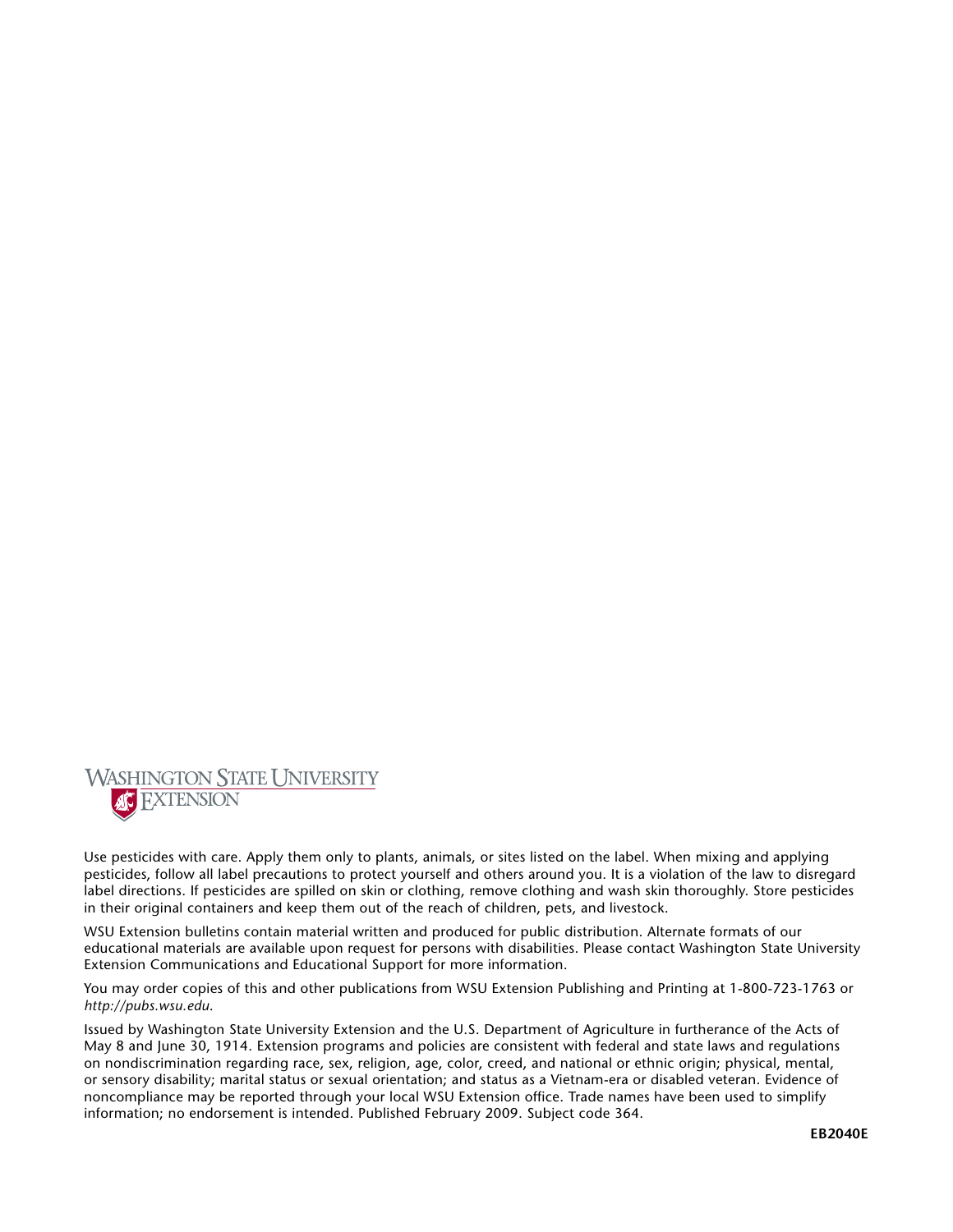WASHINGTON STATE UNIVERSITY EXTENSION

Use pesticides with care. Apply them only to plants, animals, or sites listed on the label. When mixing and applying pesticides, follow all label precautions to protect yourself and others around you. It is a violation of the law to disregard label directions. If pesticides are spilled on skin or clothing, remove clothing and wash skin thoroughly. Store pesticides in their original containers and keep them out of the reach of children, pets, and livestock.

WSU Extension bulletins contain material written and produced for public distribution. Alternate formats of our educational materials are available upon request for persons with disabilities. Please contact Washington State University Extension Communications and Educational Support for more information.

You may order copies of this and other publications from WSU Extension Publishing and Printing at 1-800-723-1763 or *http://pubs.wsu.edu*.

Issued by Washington State University Extension and the U.S. Department of Agriculture in furtherance of the Acts of May 8 and June 30, 1914. Extension programs and policies are consistent with federal and state laws and regulations on nondiscrimination regarding race, sex, religion, age, color, creed, and national or ethnic origin; physical, mental, or sensory disability; marital status or sexual orientation; and status as a Vietnam-era or disabled veteran. Evidence of noncompliance may be reported through your local WSU Extension office. Trade names have been used to simplify information; no endorsement is intended. Published February 2009. Subject code 364.

**EB2040E**